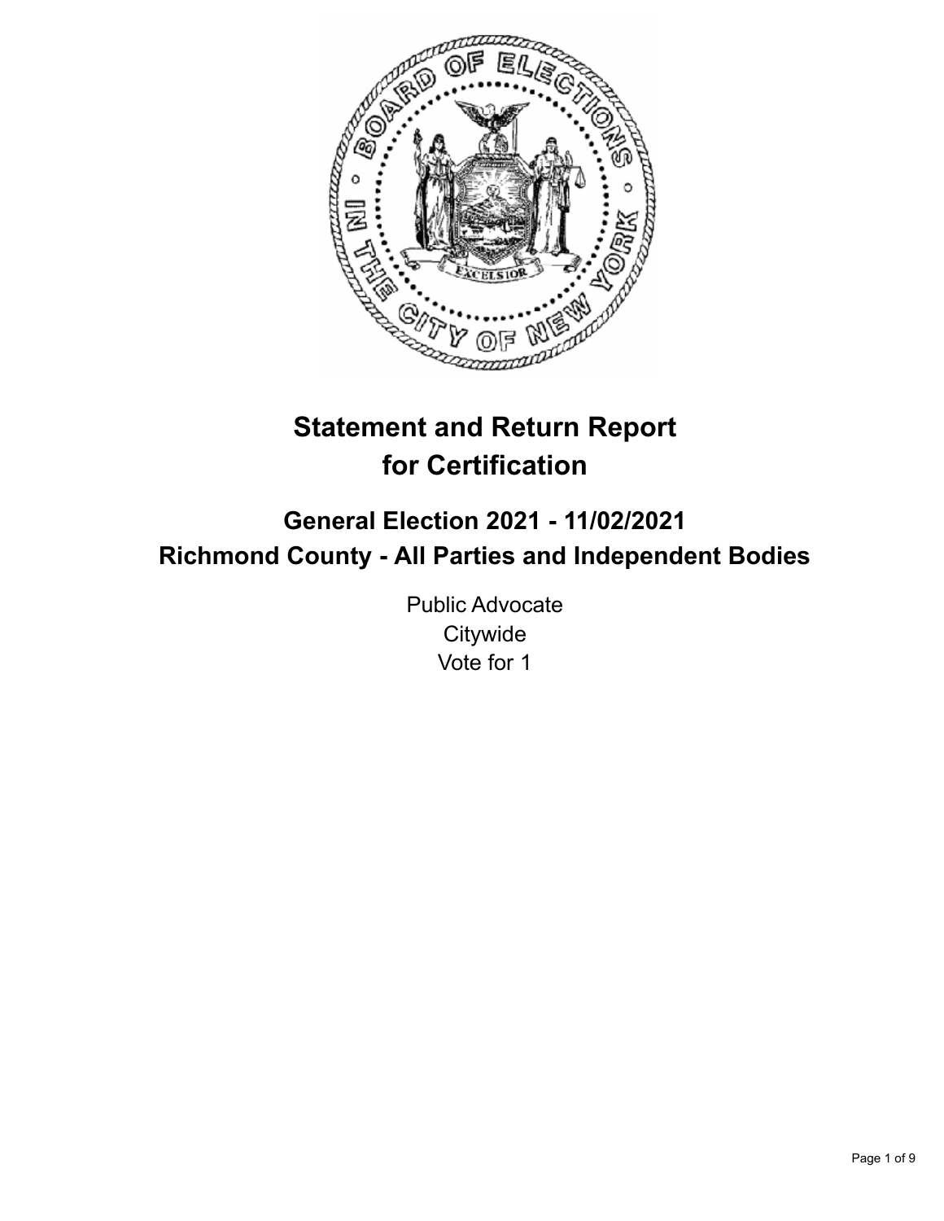# Statement and Return Report for Certification

## General Election 2021 - 11/02/2021
## Richmond County - All Parties and Independent Bodies

Public Advocate
Citywide
Vote for 1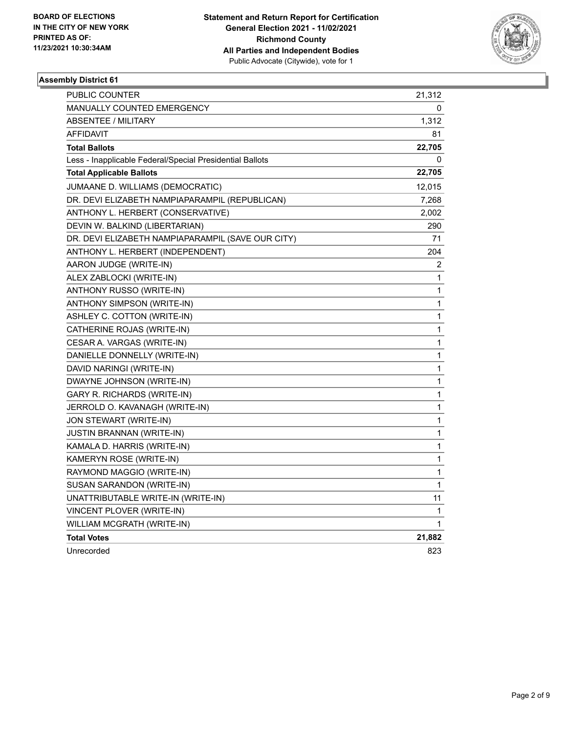BOARD OF ELECTIONS
IN THE CITY OF NEW YORK
PRINTED AS OF:
11/23/2021 10:30:34AM

**Statement and Return Report for Certification**
**General Election 2021 - 11/02/2021**
**Richmond County**
**All Parties and Independent Bodies**
Public Advocate (Citywide), vote for 1

### Assembly District 61

| | |
|---|---|
| PUBLIC COUNTER | 21,312 |
| MANUALLY COUNTED EMERGENCY | 0 |
| ABSENTEE / MILITARY | 1,312 |
| AFFIDAVIT | 81 |
| **Total Ballots** | **22,705** |
| Less - Inapplicable Federal/Special Presidential Ballots | 0 |
| **Total Applicable Ballots** | **22,705** |
| JUMAANE D. WILLIAMS (DEMOCRATIC) | 12,015 |
| DR. DEVI ELIZABETH NAMPIAPARAMPIL (REPUBLICAN) | 7,268 |
| ANTHONY L. HERBERT (CONSERVATIVE) | 2,002 |
| DEVIN W. BALKIND (LIBERTARIAN) | 290 |
| DR. DEVI ELIZABETH NAMPIAPARAMPIL (SAVE OUR CITY) | 71 |
| ANTHONY L. HERBERT (INDEPENDENT) | 204 |
| AARON JUDGE (WRITE-IN) | 2 |
| ALEX ZABLOCKI (WRITE-IN) | 1 |
| ANTHONY RUSSO (WRITE-IN) | 1 |
| ANTHONY SIMPSON (WRITE-IN) | 1 |
| ASHLEY C. COTTON (WRITE-IN) | 1 |
| CATHERINE ROJAS (WRITE-IN) | 1 |
| CESAR A. VARGAS (WRITE-IN) | 1 |
| DANIELLE DONNELLY (WRITE-IN) | 1 |
| DAVID NARINGI (WRITE-IN) | 1 |
| DWAYNE JOHNSON (WRITE-IN) | 1 |
| GARY R. RICHARDS (WRITE-IN) | 1 |
| JERROLD O. KAVANAGH (WRITE-IN) | 1 |
| JON STEWART (WRITE-IN) | 1 |
| JUSTIN BRANNAN (WRITE-IN) | 1 |
| KAMALA D. HARRIS (WRITE-IN) | 1 |
| KAMERYN ROSE (WRITE-IN) | 1 |
| RAYMOND MAGGIO (WRITE-IN) | 1 |
| SUSAN SARANDON (WRITE-IN) | 1 |
| UNATTRIBUTABLE WRITE-IN (WRITE-IN) | 11 |
| VINCENT PLOVER (WRITE-IN) | 1 |
| WILLIAM MCGRATH (WRITE-IN) | 1 |
| **Total Votes** | **21,882** |
| Unrecorded | 823 |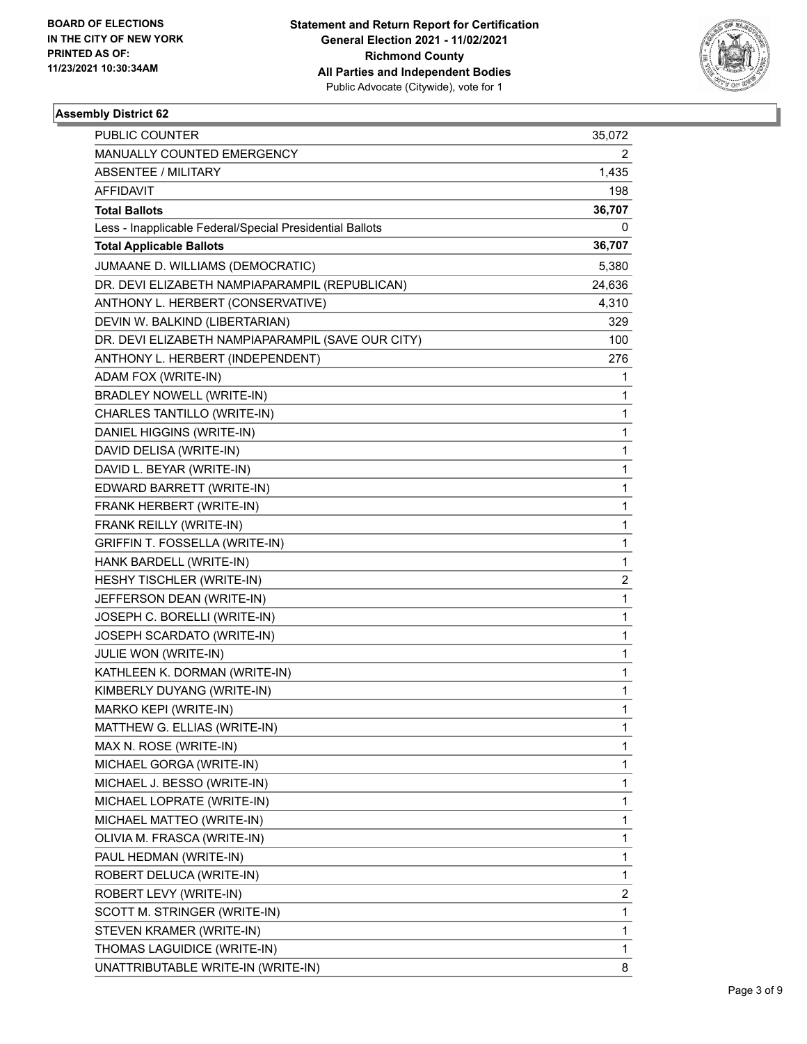BOARD OF ELECTIONS
IN THE CITY OF NEW YORK
PRINTED AS OF:
11/23/2021 10:30:34AM

**Statement and Return Report for Certification**
**General Election 2021 - 11/02/2021**
**Richmond County**
**All Parties and Independent Bodies**
Public Advocate (Citywide), vote for 1

## Assembly District 62

| | |
|---|---|
| PUBLIC COUNTER | 35,072 |
| MANUALLY COUNTED EMERGENCY | 2 |
| ABSENTEE / MILITARY | 1,435 |
| AFFIDAVIT | 198 |
| **Total Ballots** | **36,707** |
| Less - Inapplicable Federal/Special Presidential Ballots | 0 |
| **Total Applicable Ballots** | **36,707** |
| JUMAANE D. WILLIAMS (DEMOCRATIC) | 5,380 |
| DR. DEVI ELIZABETH NAMPIAPARAMPIL (REPUBLICAN) | 24,636 |
| ANTHONY L. HERBERT (CONSERVATIVE) | 4,310 |
| DEVIN W. BALKIND (LIBERTARIAN) | 329 |
| DR. DEVI ELIZABETH NAMPIAPARAMPIL (SAVE OUR CITY) | 100 |
| ANTHONY L. HERBERT (INDEPENDENT) | 276 |
| ADAM FOX (WRITE-IN) | 1 |
| BRADLEY NOWELL (WRITE-IN) | 1 |
| CHARLES TANTILLO (WRITE-IN) | 1 |
| DANIEL HIGGINS (WRITE-IN) | 1 |
| DAVID DELISA (WRITE-IN) | 1 |
| DAVID L. BEYAR (WRITE-IN) | 1 |
| EDWARD BARRETT (WRITE-IN) | 1 |
| FRANK HERBERT (WRITE-IN) | 1 |
| FRANK REILLY (WRITE-IN) | 1 |
| GRIFFIN T. FOSSELLA (WRITE-IN) | 1 |
| HANK BARDELL (WRITE-IN) | 1 |
| HESHY TISCHLER (WRITE-IN) | 2 |
| JEFFERSON DEAN (WRITE-IN) | 1 |
| JOSEPH C. BORELLI (WRITE-IN) | 1 |
| JOSEPH SCARDATO (WRITE-IN) | 1 |
| JULIE WON (WRITE-IN) | 1 |
| KATHLEEN K. DORMAN (WRITE-IN) | 1 |
| KIMBERLY DUYANG (WRITE-IN) | 1 |
| MARKO KEPI (WRITE-IN) | 1 |
| MATTHEW G. ELLIAS (WRITE-IN) | 1 |
| MAX N. ROSE (WRITE-IN) | 1 |
| MICHAEL GORGA (WRITE-IN) | 1 |
| MICHAEL J. BESSO (WRITE-IN) | 1 |
| MICHAEL LOPRATE (WRITE-IN) | 1 |
| MICHAEL MATTEO (WRITE-IN) | 1 |
| OLIVIA M. FRASCA (WRITE-IN) | 1 |
| PAUL HEDMAN (WRITE-IN) | 1 |
| ROBERT DELUCA (WRITE-IN) | 1 |
| ROBERT LEVY (WRITE-IN) | 2 |
| SCOTT M. STRINGER (WRITE-IN) | 1 |
| STEVEN KRAMER (WRITE-IN) | 1 |
| THOMAS LAGUIDICE (WRITE-IN) | 1 |
| UNATTRIBUTABLE WRITE-IN (WRITE-IN) | 8 |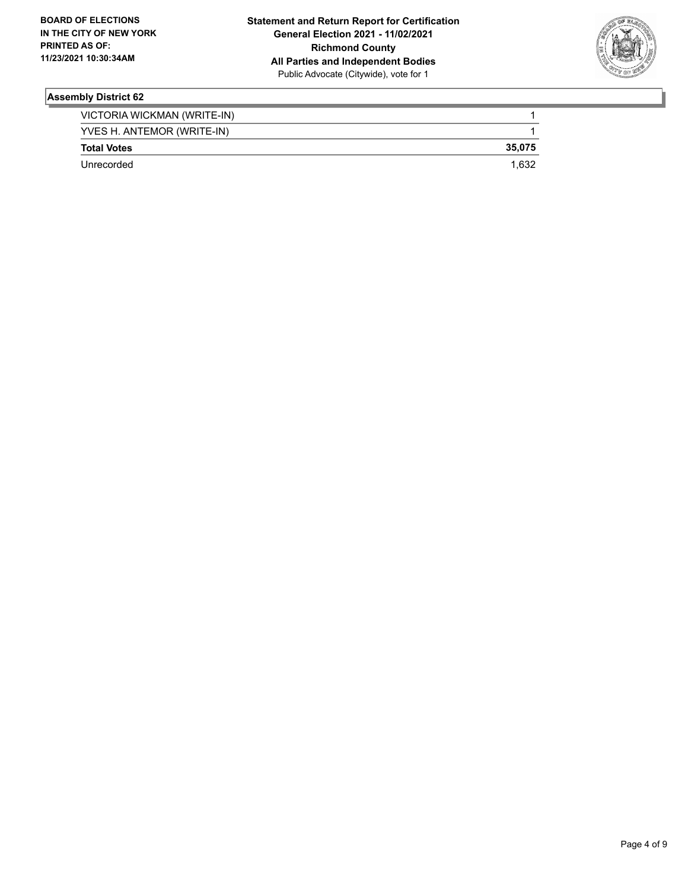**BOARD OF ELECTIONS IN THE CITY OF NEW YORK PRINTED AS OF: 11/23/2021 10:30:34AM**

**Statement and Return Report for Certification**
**General Election 2021 - 11/02/2021**
**Richmond County**
**All Parties and Independent Bodies**
Public Advocate (Citywide), vote for 1

## Assembly District 62

| | |
|---|---|
| VICTORIA WICKMAN (WRITE-IN) | 1 |
| YVES H. ANTEMOR (WRITE-IN) | 1 |
| **Total Votes** | **35,075** |
| Unrecorded | 1,632 |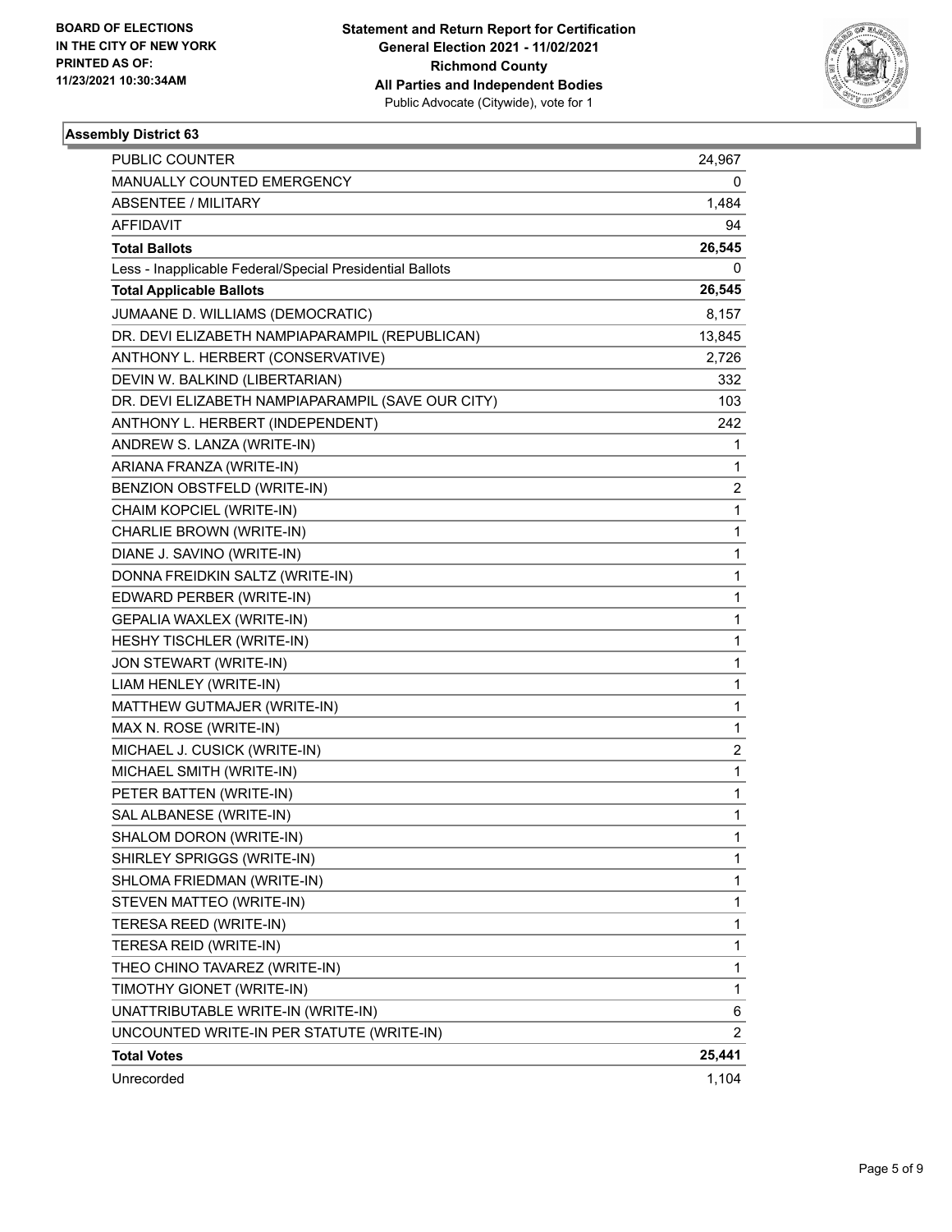BOARD OF ELECTIONS
IN THE CITY OF NEW YORK
PRINTED AS OF:
11/23/2021 10:30:34AM

**Statement and Return Report for Certification**
**General Election 2021 - 11/02/2021**
**Richmond County**
**All Parties and Independent Bodies**
Public Advocate (Citywide), vote for 1

### Assembly District 63

| | |
|---|---|
| PUBLIC COUNTER | 24,967 |
| MANUALLY COUNTED EMERGENCY | 0 |
| ABSENTEE / MILITARY | 1,484 |
| AFFIDAVIT | 94 |
| **Total Ballots** | **26,545** |
| Less - Inapplicable Federal/Special Presidential Ballots | 0 |
| **Total Applicable Ballots** | **26,545** |
| JUMAANE D. WILLIAMS (DEMOCRATIC) | 8,157 |
| DR. DEVI ELIZABETH NAMPIAPARAMPIL (REPUBLICAN) | 13,845 |
| ANTHONY L. HERBERT (CONSERVATIVE) | 2,726 |
| DEVIN W. BALKIND (LIBERTARIAN) | 332 |
| DR. DEVI ELIZABETH NAMPIAPARAMPIL (SAVE OUR CITY) | 103 |
| ANTHONY L. HERBERT (INDEPENDENT) | 242 |
| ANDREW S. LANZA (WRITE-IN) | 1 |
| ARIANA FRANZA (WRITE-IN) | 1 |
| BENZION OBSTFELD (WRITE-IN) | 2 |
| CHAIM KOPCIEL (WRITE-IN) | 1 |
| CHARLIE BROWN (WRITE-IN) | 1 |
| DIANE J. SAVINO (WRITE-IN) | 1 |
| DONNA FREIDKIN SALTZ (WRITE-IN) | 1 |
| EDWARD PERBER (WRITE-IN) | 1 |
| GEPALIA WAXLEX (WRITE-IN) | 1 |
| HESHY TISCHLER (WRITE-IN) | 1 |
| JON STEWART (WRITE-IN) | 1 |
| LIAM HENLEY (WRITE-IN) | 1 |
| MATTHEW GUTMAJER (WRITE-IN) | 1 |
| MAX N. ROSE (WRITE-IN) | 1 |
| MICHAEL J. CUSICK (WRITE-IN) | 2 |
| MICHAEL SMITH (WRITE-IN) | 1 |
| PETER BATTEN (WRITE-IN) | 1 |
| SAL ALBANESE (WRITE-IN) | 1 |
| SHALOM DORON (WRITE-IN) | 1 |
| SHIRLEY SPRIGGS (WRITE-IN) | 1 |
| SHLOMA FRIEDMAN (WRITE-IN) | 1 |
| STEVEN MATTEO (WRITE-IN) | 1 |
| TERESA REED (WRITE-IN) | 1 |
| TERESA REID (WRITE-IN) | 1 |
| THEO CHINO TAVAREZ (WRITE-IN) | 1 |
| TIMOTHY GIONET (WRITE-IN) | 1 |
| UNATTRIBUTABLE WRITE-IN (WRITE-IN) | 6 |
| UNCOUNTED WRITE-IN PER STATUTE (WRITE-IN) | 2 |
| **Total Votes** | **25,441** |
| Unrecorded | 1,104 |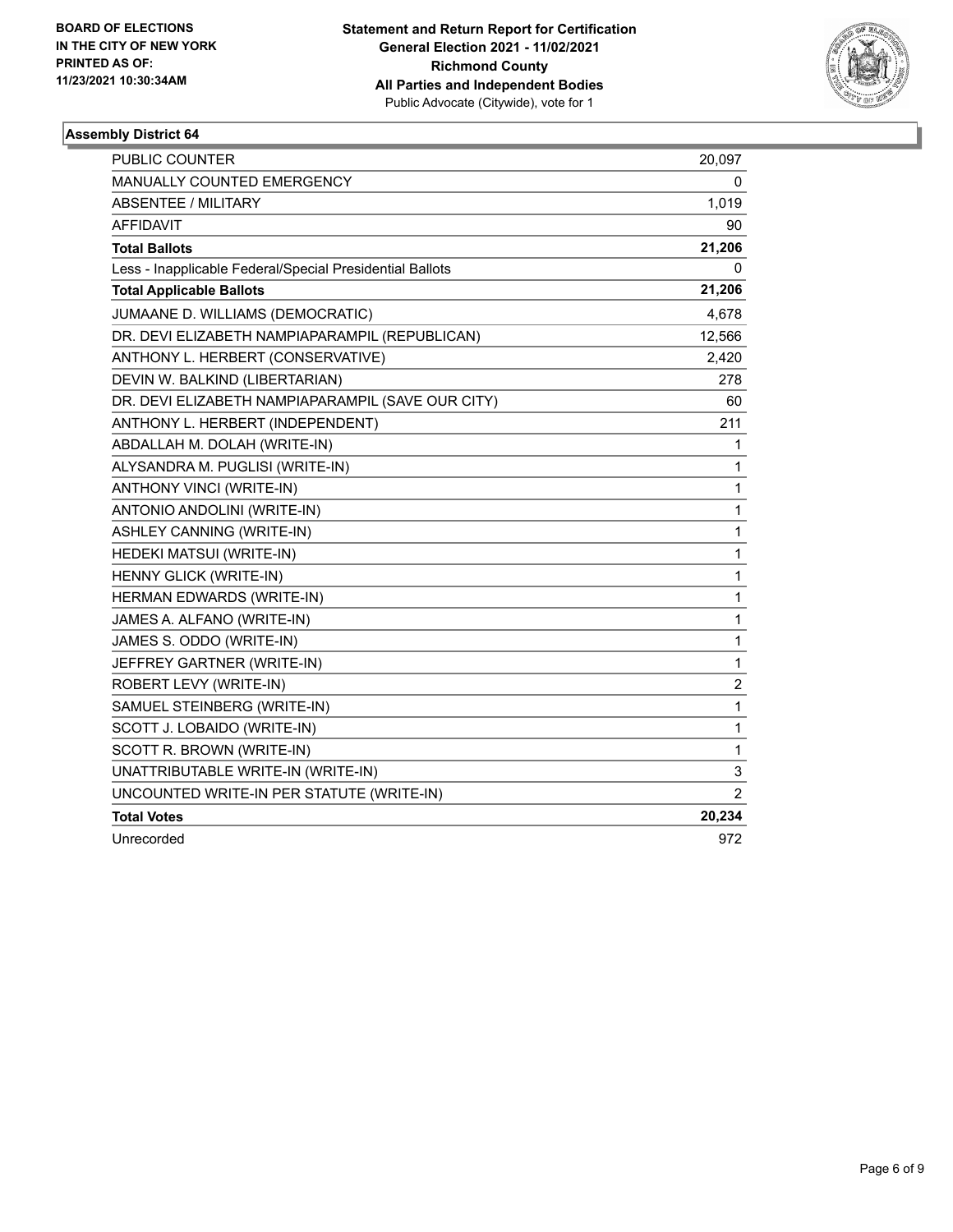**BOARD OF ELECTIONS IN THE CITY OF NEW YORK PRINTED AS OF: 11/23/2021 10:30:34AM**

**Statement and Return Report for Certification General Election 2021 - 11/02/2021 Richmond County All Parties and Independent Bodies**
Public Advocate (Citywide), vote for 1

### Assembly District 64

| | |
|---|---|
| PUBLIC COUNTER | 20,097 |
| MANUALLY COUNTED EMERGENCY | 0 |
| ABSENTEE / MILITARY | 1,019 |
| AFFIDAVIT | 90 |
| **Total Ballots** | **21,206** |
| Less - Inapplicable Federal/Special Presidential Ballots | 0 |
| **Total Applicable Ballots** | **21,206** |
| JUMAANE D. WILLIAMS (DEMOCRATIC) | 4,678 |
| DR. DEVI ELIZABETH NAMPIAPARAMPIL (REPUBLICAN) | 12,566 |
| ANTHONY L. HERBERT (CONSERVATIVE) | 2,420 |
| DEVIN W. BALKIND (LIBERTARIAN) | 278 |
| DR. DEVI ELIZABETH NAMPIAPARAMPIL (SAVE OUR CITY) | 60 |
| ANTHONY L. HERBERT (INDEPENDENT) | 211 |
| ABDALLAH M. DOLAH (WRITE-IN) | 1 |
| ALYSANDRA M. PUGLISI (WRITE-IN) | 1 |
| ANTHONY VINCI (WRITE-IN) | 1 |
| ANTONIO ANDOLINI (WRITE-IN) | 1 |
| ASHLEY CANNING (WRITE-IN) | 1 |
| HEDEKI MATSUI (WRITE-IN) | 1 |
| HENNY GLICK (WRITE-IN) | 1 |
| HERMAN EDWARDS (WRITE-IN) | 1 |
| JAMES A. ALFANO (WRITE-IN) | 1 |
| JAMES S. ODDO (WRITE-IN) | 1 |
| JEFFREY GARTNER (WRITE-IN) | 1 |
| ROBERT LEVY (WRITE-IN) | 2 |
| SAMUEL STEINBERG (WRITE-IN) | 1 |
| SCOTT J. LOBAIDO (WRITE-IN) | 1 |
| SCOTT R. BROWN (WRITE-IN) | 1 |
| UNATTRIBUTABLE WRITE-IN (WRITE-IN) | 3 |
| UNCOUNTED WRITE-IN PER STATUTE (WRITE-IN) | 2 |
| **Total Votes** | **20,234** |
| Unrecorded | 972 |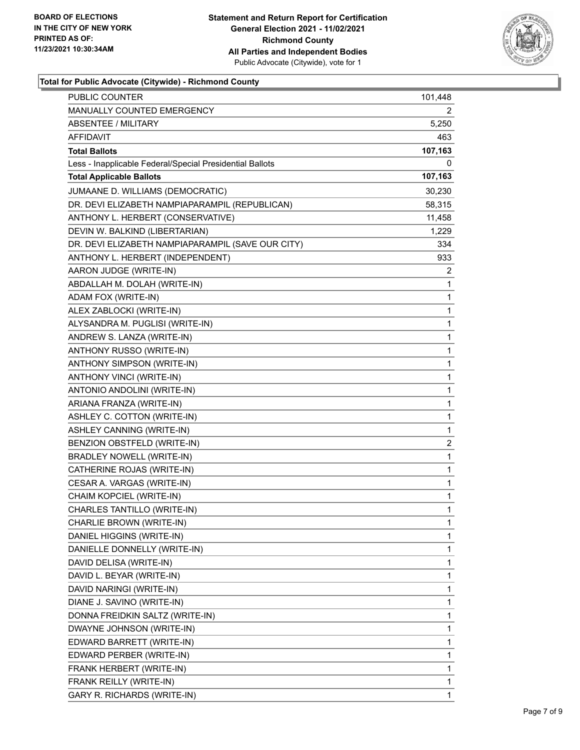**BOARD OF ELECTIONS IN THE CITY OF NEW YORK PRINTED AS OF: 11/23/2021 10:30:34AM**

**Statement and Return Report for Certification**
**General Election 2021 - 11/02/2021**
**Richmond County**
**All Parties and Independent Bodies**
Public Advocate (Citywide), vote for 1

### Total for Public Advocate (Citywide) - Richmond County

| | |
|---|---|
| PUBLIC COUNTER | 101,448 |
| MANUALLY COUNTED EMERGENCY | 2 |
| ABSENTEE / MILITARY | 5,250 |
| AFFIDAVIT | 463 |
| **Total Ballots** | **107,163** |
| Less - Inapplicable Federal/Special Presidential Ballots | 0 |
| **Total Applicable Ballots** | **107,163** |
| JUMAANE D. WILLIAMS (DEMOCRATIC) | 30,230 |
| DR. DEVI ELIZABETH NAMPIAPARAMPIL (REPUBLICAN) | 58,315 |
| ANTHONY L. HERBERT (CONSERVATIVE) | 11,458 |
| DEVIN W. BALKIND (LIBERTARIAN) | 1,229 |
| DR. DEVI ELIZABETH NAMPIAPARAMPIL (SAVE OUR CITY) | 334 |
| ANTHONY L. HERBERT (INDEPENDENT) | 933 |
| AARON JUDGE (WRITE-IN) | 2 |
| ABDALLAH M. DOLAH (WRITE-IN) | 1 |
| ADAM FOX (WRITE-IN) | 1 |
| ALEX ZABLOCKI (WRITE-IN) | 1 |
| ALYSANDRA M. PUGLISI (WRITE-IN) | 1 |
| ANDREW S. LANZA (WRITE-IN) | 1 |
| ANTHONY RUSSO (WRITE-IN) | 1 |
| ANTHONY SIMPSON (WRITE-IN) | 1 |
| ANTHONY VINCI (WRITE-IN) | 1 |
| ANTONIO ANDOLINI (WRITE-IN) | 1 |
| ARIANA FRANZA (WRITE-IN) | 1 |
| ASHLEY C. COTTON (WRITE-IN) | 1 |
| ASHLEY CANNING (WRITE-IN) | 1 |
| BENZION OBSTFELD (WRITE-IN) | 2 |
| BRADLEY NOWELL (WRITE-IN) | 1 |
| CATHERINE ROJAS (WRITE-IN) | 1 |
| CESAR A. VARGAS (WRITE-IN) | 1 |
| CHAIM KOPCIEL (WRITE-IN) | 1 |
| CHARLES TANTILLO (WRITE-IN) | 1 |
| CHARLIE BROWN (WRITE-IN) | 1 |
| DANIEL HIGGINS (WRITE-IN) | 1 |
| DANIELLE DONNELLY (WRITE-IN) | 1 |
| DAVID DELISA (WRITE-IN) | 1 |
| DAVID L. BEYAR (WRITE-IN) | 1 |
| DAVID NARINGI (WRITE-IN) | 1 |
| DIANE J. SAVINO (WRITE-IN) | 1 |
| DONNA FREIDKIN SALTZ (WRITE-IN) | 1 |
| DWAYNE JOHNSON (WRITE-IN) | 1 |
| EDWARD BARRETT (WRITE-IN) | 1 |
| EDWARD PERBER (WRITE-IN) | 1 |
| FRANK HERBERT (WRITE-IN) | 1 |
| FRANK REILLY (WRITE-IN) | 1 |
| GARY R. RICHARDS (WRITE-IN) | 1 |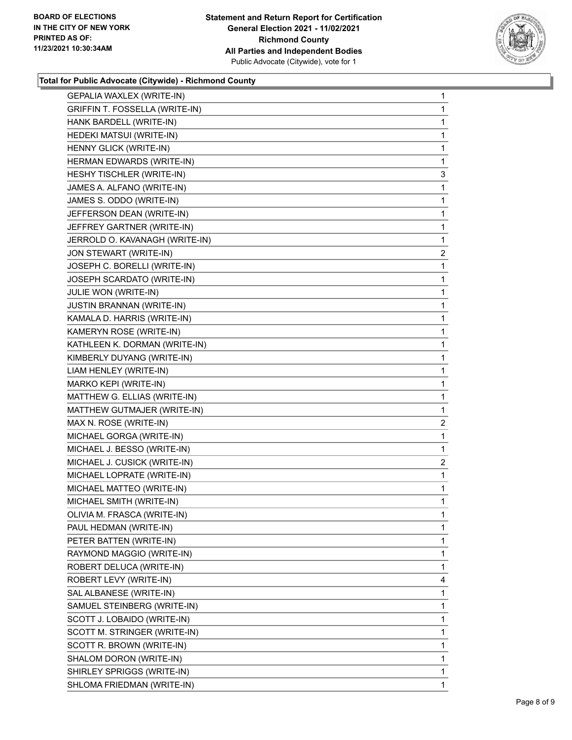**Total for Public Advocate (Citywide) - Richmond County**

| | |
|---|---|
| GEPALIA WAXLEX (WRITE-IN) | 1 |
| GRIFFIN T. FOSSELLA (WRITE-IN) | 1 |
| HANK BARDELL (WRITE-IN) | 1 |
| HEDEKI MATSUI (WRITE-IN) | 1 |
| HENNY GLICK (WRITE-IN) | 1 |
| HERMAN EDWARDS (WRITE-IN) | 1 |
| HESHY TISCHLER (WRITE-IN) | 3 |
| JAMES A. ALFANO (WRITE-IN) | 1 |
| JAMES S. ODDO (WRITE-IN) | 1 |
| JEFFERSON DEAN (WRITE-IN) | 1 |
| JEFFREY GARTNER (WRITE-IN) | 1 |
| JERROLD O. KAVANAGH (WRITE-IN) | 1 |
| JON STEWART (WRITE-IN) | 2 |
| JOSEPH C. BORELLI (WRITE-IN) | 1 |
| JOSEPH SCARDATO (WRITE-IN) | 1 |
| JULIE WON (WRITE-IN) | 1 |
| JUSTIN BRANNAN (WRITE-IN) | 1 |
| KAMALA D. HARRIS (WRITE-IN) | 1 |
| KAMERYN ROSE (WRITE-IN) | 1 |
| KATHLEEN K. DORMAN (WRITE-IN) | 1 |
| KIMBERLY DUYANG (WRITE-IN) | 1 |
| LIAM HENLEY (WRITE-IN) | 1 |
| MARKO KEPI (WRITE-IN) | 1 |
| MATTHEW G. ELLIAS (WRITE-IN) | 1 |
| MATTHEW GUTMAJER (WRITE-IN) | 1 |
| MAX N. ROSE (WRITE-IN) | 2 |
| MICHAEL GORGA (WRITE-IN) | 1 |
| MICHAEL J. BESSO (WRITE-IN) | 1 |
| MICHAEL J. CUSICK (WRITE-IN) | 2 |
| MICHAEL LOPRATE (WRITE-IN) | 1 |
| MICHAEL MATTEO (WRITE-IN) | 1 |
| MICHAEL SMITH (WRITE-IN) | 1 |
| OLIVIA M. FRASCA (WRITE-IN) | 1 |
| PAUL HEDMAN (WRITE-IN) | 1 |
| PETER BATTEN (WRITE-IN) | 1 |
| RAYMOND MAGGIO (WRITE-IN) | 1 |
| ROBERT DELUCA (WRITE-IN) | 1 |
| ROBERT LEVY (WRITE-IN) | 4 |
| SAL ALBANESE (WRITE-IN) | 1 |
| SAMUEL STEINBERG (WRITE-IN) | 1 |
| SCOTT J. LOBAIDO (WRITE-IN) | 1 |
| SCOTT M. STRINGER (WRITE-IN) | 1 |
| SCOTT R. BROWN (WRITE-IN) | 1 |
| SHALOM DORON (WRITE-IN) | 1 |
| SHIRLEY SPRIGGS (WRITE-IN) | 1 |
| SHLOMA FRIEDMAN (WRITE-IN) | 1 |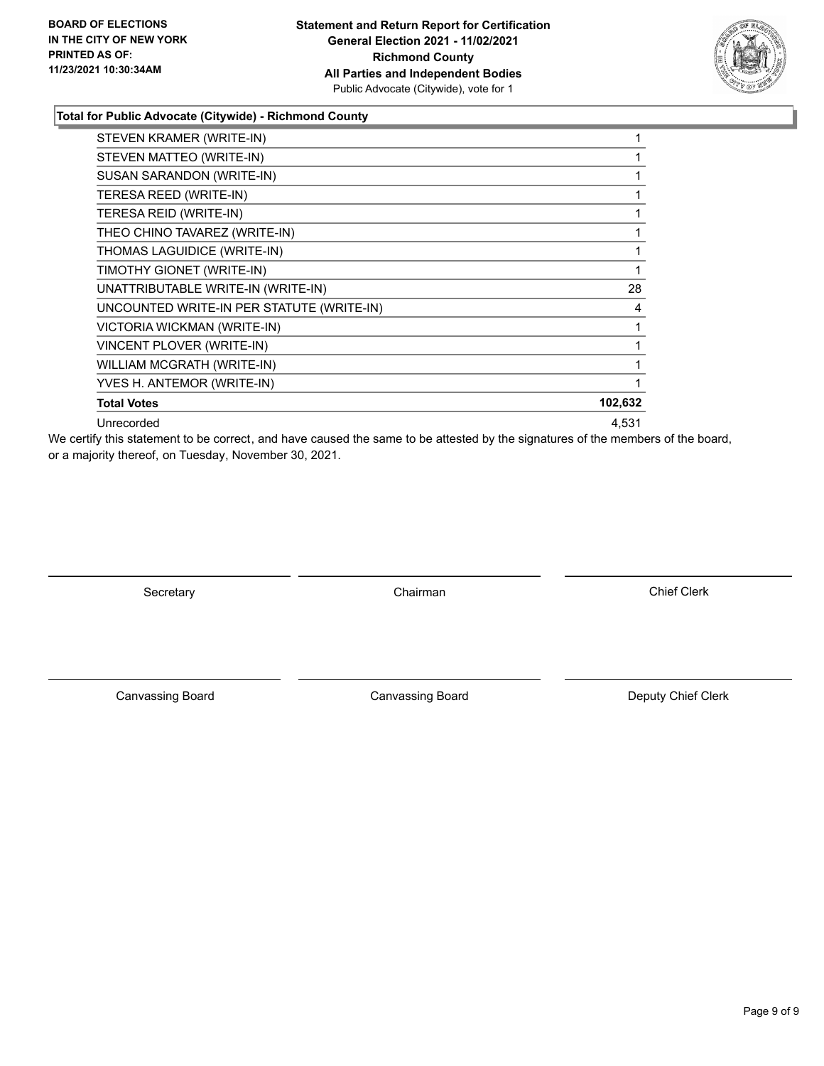**BOARD OF ELECTIONS IN THE CITY OF NEW YORK PRINTED AS OF: 11/23/2021 10:30:34AM**

**Statement and Return Report for Certification General Election 2021 - 11/02/2021 Richmond County All Parties and Independent Bodies**
Public Advocate (Citywide), vote for 1

**Total for Public Advocate (Citywide) - Richmond County**

| | |
|---|---|
| STEVEN KRAMER (WRITE-IN) | 1 |
| STEVEN MATTEO (WRITE-IN) | 1 |
| SUSAN SARANDON (WRITE-IN) | 1 |
| TERESA REED (WRITE-IN) | 1 |
| TERESA REID (WRITE-IN) | 1 |
| THEO CHINO TAVAREZ (WRITE-IN) | 1 |
| THOMAS LAGUIDICE (WRITE-IN) | 1 |
| TIMOTHY GIONET (WRITE-IN) | 1 |
| UNATTRIBUTABLE WRITE-IN (WRITE-IN) | 28 |
| UNCOUNTED WRITE-IN PER STATUTE (WRITE-IN) | 4 |
| VICTORIA WICKMAN (WRITE-IN) | 1 |
| VINCENT PLOVER (WRITE-IN) | 1 |
| WILLIAM MCGRATH (WRITE-IN) | 1 |
| YVES H. ANTEMOR (WRITE-IN) | 1 |
| **Total Votes** | **102,632** |
| Unrecorded | 4,531 |

We certify this statement to be correct, and have caused the same to be attested by the signatures of the members of the board, or a majority thereof, on Tuesday, November 30, 2021.

Secretary

Chairman

Chief Clerk

Canvassing Board

Canvassing Board

Deputy Chief Clerk